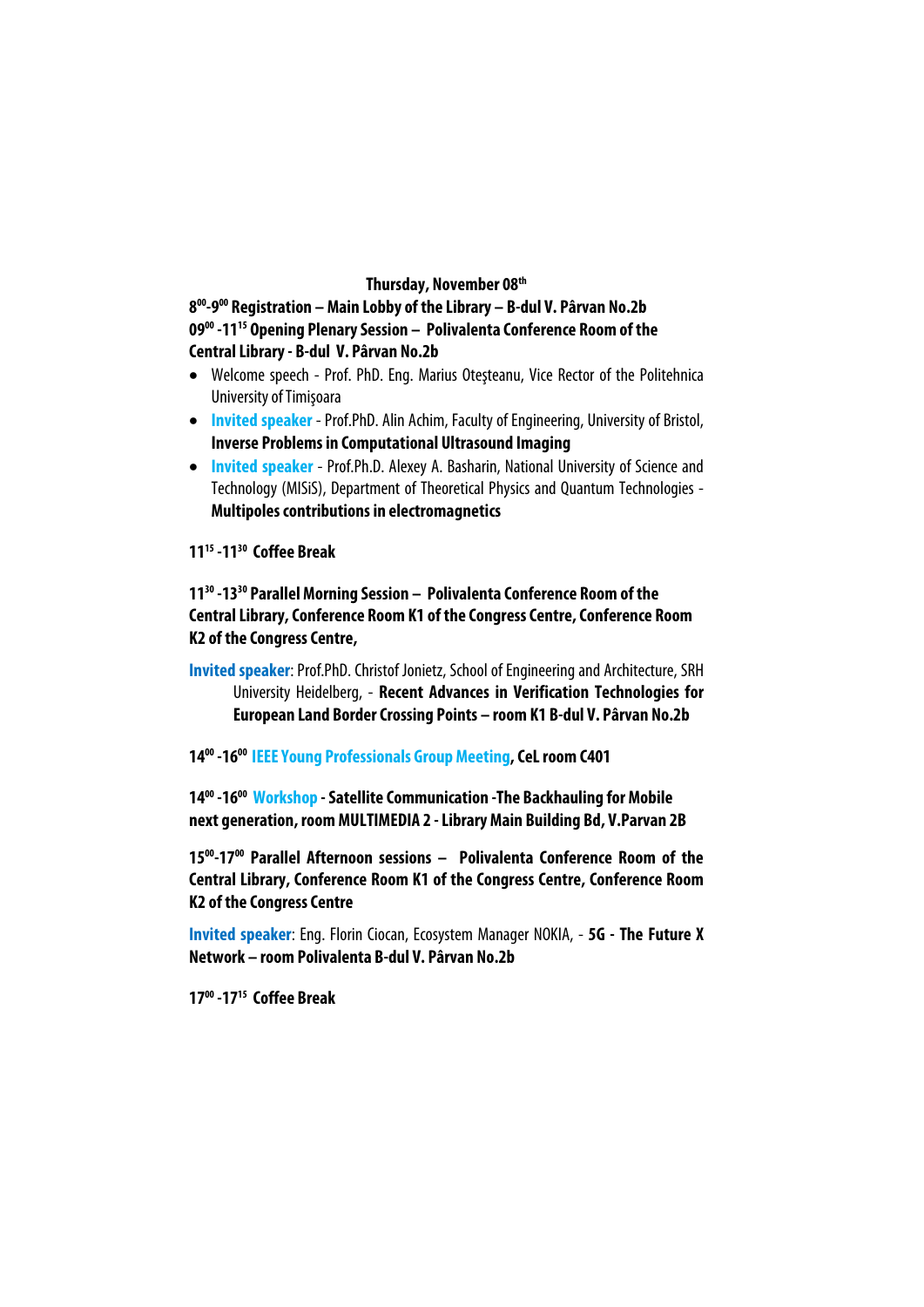## Thursday, November 08th

**8$^{00}$-9$^{00}$ Registration – Main Lobby of the Library – B-dul V. Pârvan No.2b**

**09$^{00}$ -11$^{15}$ Opening Plenary Session – Polivalenta Conference Room of the Central Library - B-dul V. Pârvan No.2b**

- Welcome speech - Prof. PhD. Eng. Marius Oteşteanu, Vice Rector of the Politehnica University of Timişoara
- **Invited speaker** - Prof.PhD. Alin Achim, Faculty of Engineering, University of Bristol, **Inverse Problems in Computational Ultrasound Imaging**
- **Invited speaker** - Prof.Ph.D. Alexey A. Basharin, National University of Science and Technology (MISiS), Department of Theoretical Physics and Quantum Technologies - **Multipoles contributions in electromagnetics**

**11$^{15}$ -11$^{30}$ Coffee Break**

**11$^{30}$ -13$^{30}$ Parallel Morning Session – Polivalenta Conference Room of the Central Library, Conference Room K1 of the Congress Centre, Conference Room K2 of the Congress Centre,**

**Invited speaker**: Prof.PhD. Christof Jonietz, School of Engineering and Architecture, SRH University Heidelberg, - **Recent Advances in Verification Technologies for European Land Border Crossing Points – room K1 B-dul V. Pârvan No.2b**

**14$^{00}$ -16$^{00}$ IEEE Young Professionals Group Meeting, CeL room C401**

**14$^{00}$ -16$^{00}$ Workshop - Satellite Communication -The Backhauling for Mobile next generation, room MULTIMEDIA 2 - Library Main Building Bd, V.Parvan 2B**

**15$^{00}$-17$^{00}$ Parallel Afternoon sessions – Polivalenta Conference Room of the Central Library, Conference Room K1 of the Congress Centre, Conference Room K2 of the Congress Centre**

**Invited speaker**: Eng. Florin Ciocan, Ecosystem Manager NOKIA, - **5G - The Future X Network – room Polivalenta B-dul V. Pârvan No.2b**

**17$^{00}$ -17$^{15}$ Coffee Break**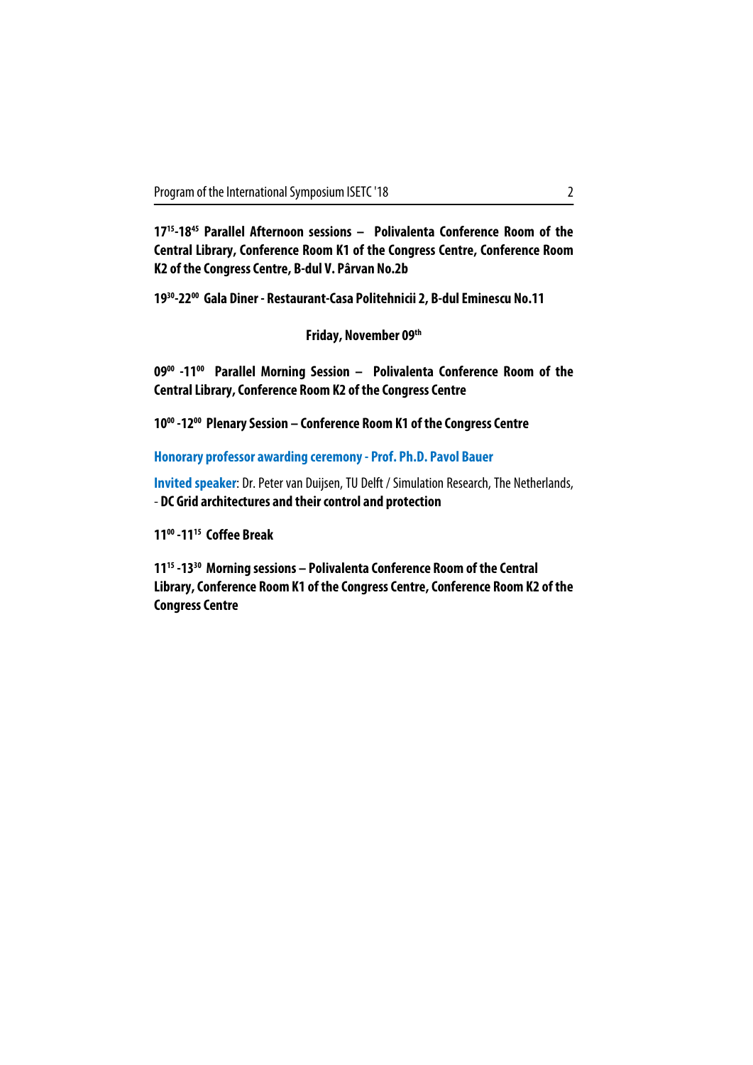**$17^{15}$-$18^{45}$ Parallel Afternoon sessions – Polivalenta Conference Room of the Central Library, Conference Room K1 of the Congress Centre, Conference Room K2 of the Congress Centre, B-dul V. Pârvan No.2b**

**$19^{30}$-$22^{00}$ Gala Diner - Restaurant-Casa Politehnicii 2, B-dul Eminescu No.11**

**Friday, November 09th**

**$09^{00}$ -$11^{00}$ Parallel Morning Session – Polivalenta Conference Room of the Central Library, Conference Room K2 of the Congress Centre**

**$10^{00}$ -$12^{00}$ Plenary Session – Conference Room K1 of the Congress Centre**

**Honorary professor awarding ceremony - Prof. Ph.D. Pavol Bauer**

**Invited speaker**: Dr. Peter van Duijsen, TU Delft / Simulation Research, The Netherlands, - **DC Grid architectures and their control and protection**

**$11^{00}$ -$11^{15}$ Coffee Break**

**$11^{15}$ -$13^{30}$ Morning sessions – Polivalenta Conference Room of the Central Library, Conference Room K1 of the Congress Centre, Conference Room K2 of the Congress Centre**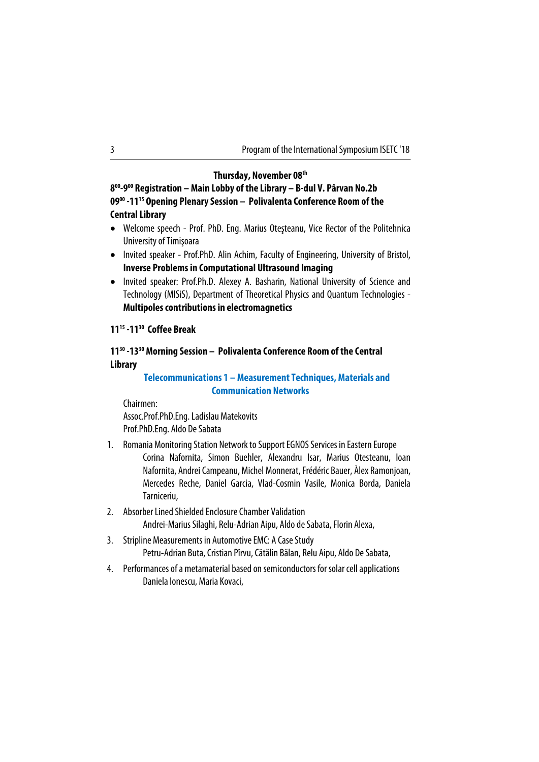## Thursday, November 08th

**$8^{00}$-$9^{00}$ Registration – Main Lobby of the Library – B-dul V. Pârvan No.2b**

**$09^{00}$ -$11^{15}$ Opening Plenary Session – Polivalenta Conference Room of the Central Library**

- Welcome speech - Prof. PhD. Eng. Marius Oteşteanu, Vice Rector of the Politehnica University of Timişoara
- Invited speaker - Prof.PhD. Alin Achim, Faculty of Engineering, University of Bristol, **Inverse Problems in Computational Ultrasound Imaging**
- Invited speaker: Prof.Ph.D. Alexey A. Basharin, National University of Science and Technology (MISiS), Department of Theoretical Physics and Quantum Technologies - **Multipoles contributions in electromagnetics**

**$11^{15}$ -$11^{30}$ Coffee Break**

**$11^{30}$ -$13^{30}$ Morning Session – Polivalenta Conference Room of the Central Library**

### Telecommunications 1 – Measurement Techniques, Materials and Communication Networks

Chairmen:
Assoc.Prof.PhD.Eng. Ladislau Matekovits
Prof.PhD.Eng. Aldo De Sabata

1. Romania Monitoring Station Network to Support EGNOS Services in Eastern Europe
   Corina Nafornita, Simon Buehler, Alexandru Isar, Marius Otesteanu, Ioan Nafornita, Andrei Campeanu, Michel Monnerat, Frédéric Bauer, Àlex Ramonjoan, Mercedes Reche, Daniel Garcia, Vlad-Cosmin Vasile, Monica Borda, Daniela Tarniceriu,
2. Absorber Lined Shielded Enclosure Chamber Validation
   Andrei-Marius Silaghi, Relu-Adrian Aipu, Aldo de Sabata, Florin Alexa,
3. Stripline Measurements in Automotive EMC: A Case Study
   Petru-Adrian Buta, Cristian Pîrvu, Cătălin Bălan, Relu Aipu, Aldo De Sabata,
4. Performances of a metamaterial based on semiconductors for solar cell applications
   Daniela Ionescu, Maria Kovaci,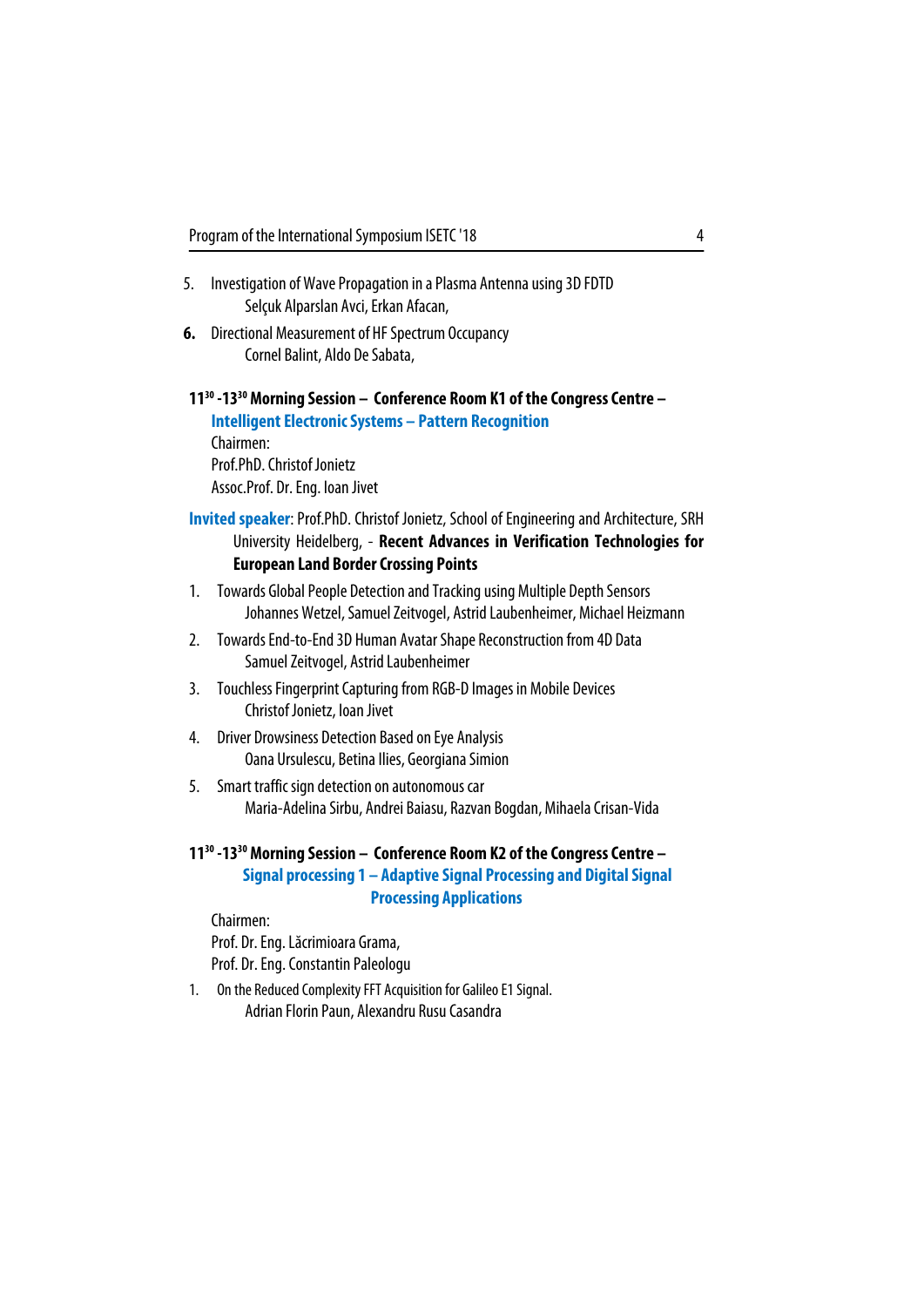5. Investigation of Wave Propagation in a Plasma Antenna using 3D FDTD
   Selçuk Alparslan Avci, Erkan Afacan,

**6.** Directional Measurement of HF Spectrum Occupancy
   Cornel Balint, Aldo De Sabata,

**11:30 -13:30 Morning Session – Conference Room K1 of the Congress Centre –**
**Intelligent Electronic Systems – Pattern Recognition**

Chairmen:
Prof.PhD. Christof Jonietz
Assoc.Prof. Dr. Eng. Ioan Jivet

**Invited speaker**: Prof.PhD. Christof Jonietz, School of Engineering and Architecture, SRH University Heidelberg, - **Recent Advances in Verification Technologies for European Land Border Crossing Points**

1. Towards Global People Detection and Tracking using Multiple Depth Sensors
   Johannes Wetzel, Samuel Zeitvogel, Astrid Laubenheimer, Michael Heizmann
2. Towards End-to-End 3D Human Avatar Shape Reconstruction from 4D Data
   Samuel Zeitvogel, Astrid Laubenheimer
3. Touchless Fingerprint Capturing from RGB-D Images in Mobile Devices
   Christof Jonietz, Ioan Jivet
4. Driver Drowsiness Detection Based on Eye Analysis
   Oana Ursulescu, Betina Ilies, Georgiana Simion
5. Smart traffic sign detection on autonomous car
   Maria-Adelina Sirbu, Andrei Baiasu, Razvan Bogdan, Mihaela Crisan-Vida

**11:30 -13:30 Morning Session – Conference Room K2 of the Congress Centre –**
**Signal processing 1 – Adaptive Signal Processing and Digital Signal Processing Applications**

Chairmen:
Prof. Dr. Eng. Lăcrimioara Grama,
Prof. Dr. Eng. Constantin Paleologu

1. On the Reduced Complexity FFT Acquisition for Galileo E1 Signal.
   Adrian Florin Paun, Alexandru Rusu Casandra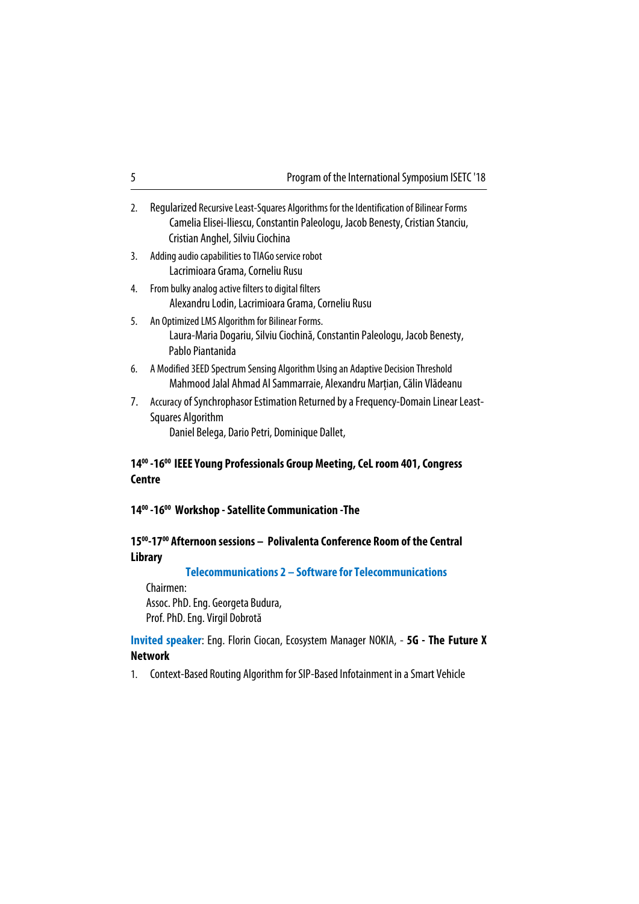2. Regularized Recursive Least-Squares Algorithms for the Identification of Bilinear Forms
   Camelia Elisei-Iliescu, Constantin Paleologu, Jacob Benesty, Cristian Stanciu, Cristian Anghel, Silviu Ciochina
3. Adding audio capabilities to TIAGo service robot
   Lacrimioara Grama, Corneliu Rusu
4. From bulky analog active filters to digital filters
   Alexandru Lodin, Lacrimioara Grama, Corneliu Rusu
5. An Optimized LMS Algorithm for Bilinear Forms.
   Laura-Maria Dogariu, Silviu Ciochină, Constantin Paleologu, Jacob Benesty, Pablo Piantanida
6. A Modified 3EED Spectrum Sensing Algorithm Using an Adaptive Decision Threshold
   Mahmood Jalal Ahmad Al Sammarraie, Alexandru Marțian, Călin Vlădeanu
7. Accuracy of Synchrophasor Estimation Returned by a Frequency-Domain Linear Least-Squares Algorithm
   Daniel Belega, Dario Petri, Dominique Dallet,

**$14^{00}$ -$16^{00}$ IEEE Young Professionals Group Meeting, CeL room 401, Congress Centre**

**$14^{00}$ -$16^{00}$ Workshop - Satellite Communication -The**

**$15^{00}$-$17^{00}$ Afternoon sessions – Polivalenta Conference Room of the Central Library**

**Telecommunications 2 – Software for Telecommunications**

Chairmen:
Assoc. PhD. Eng. Georgeta Budura,
Prof. PhD. Eng. Virgil Dobrotă

**Invited speaker**: Eng. Florin Ciocan, Ecosystem Manager NOKIA, - **5G - The Future X Network**

1. Context-Based Routing Algorithm for SIP-Based Infotainment in a Smart Vehicle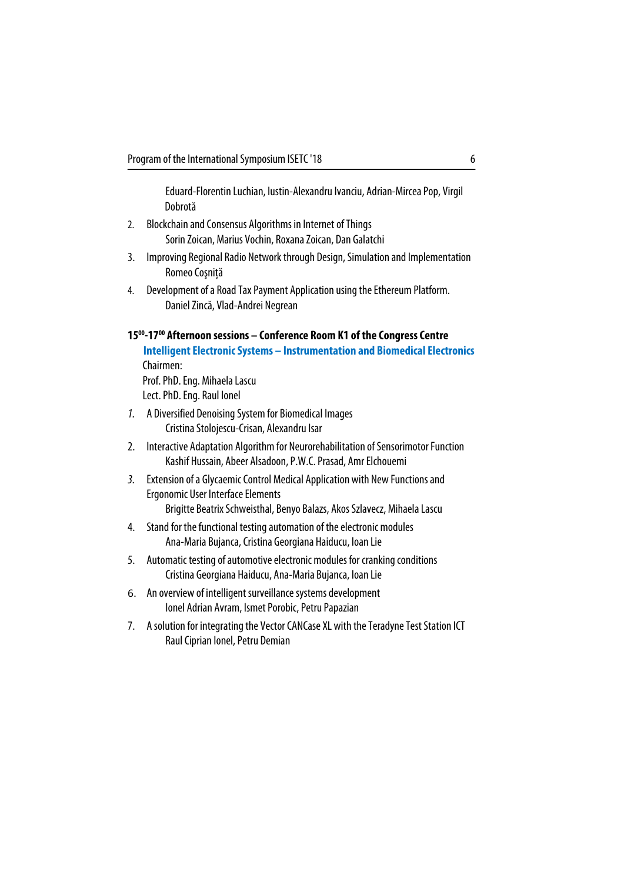Eduard-Florentin Luchian, Iustin-Alexandru Ivanciu, Adrian-Mircea Pop, Virgil Dobrotă

2. Blockchain and Consensus Algorithms in Internet of Things
   Sorin Zoican, Marius Vochin, Roxana Zoican, Dan Galatchi
3. Improving Regional Radio Network through Design, Simulation and Implementation
   Romeo Coșniță
4. Development of a Road Tax Payment Application using the Ethereum Platform.
   Daniel Zincă, Vlad-Andrei Negrean

**15⁰⁰-17⁰⁰ Afternoon sessions – Conference Room K1 of the Congress Centre**

**Intelligent Electronic Systems – Instrumentation and Biomedical Electronics**

Chairmen:
Prof. PhD. Eng. Mihaela Lascu
Lect. PhD. Eng. Raul Ionel

1. A Diversified Denoising System for Biomedical Images
   Cristina Stolojescu-Crisan, Alexandru Isar
2. Interactive Adaptation Algorithm for Neurorehabilitation of Sensorimotor Function
   Kashif Hussain, Abeer Alsadoon, P.W.C. Prasad, Amr Elchouemi
3. Extension of a Glycaemic Control Medical Application with New Functions and Ergonomic User Interface Elements
   Brigitte Beatrix Schweisthal, Benyo Balazs, Akos Szlavecz, Mihaela Lascu
4. Stand for the functional testing automation of the electronic modules
   Ana-Maria Bujanca, Cristina Georgiana Haiducu, Ioan Lie
5. Automatic testing of automotive electronic modules for cranking conditions
   Cristina Georgiana Haiducu, Ana-Maria Bujanca, Ioan Lie
6. An overview of intelligent surveillance systems development
   Ionel Adrian Avram, Ismet Porobic, Petru Papazian
7. A solution for integrating the Vector CANCase XL with the Teradyne Test Station ICT
   Raul Ciprian Ionel, Petru Demian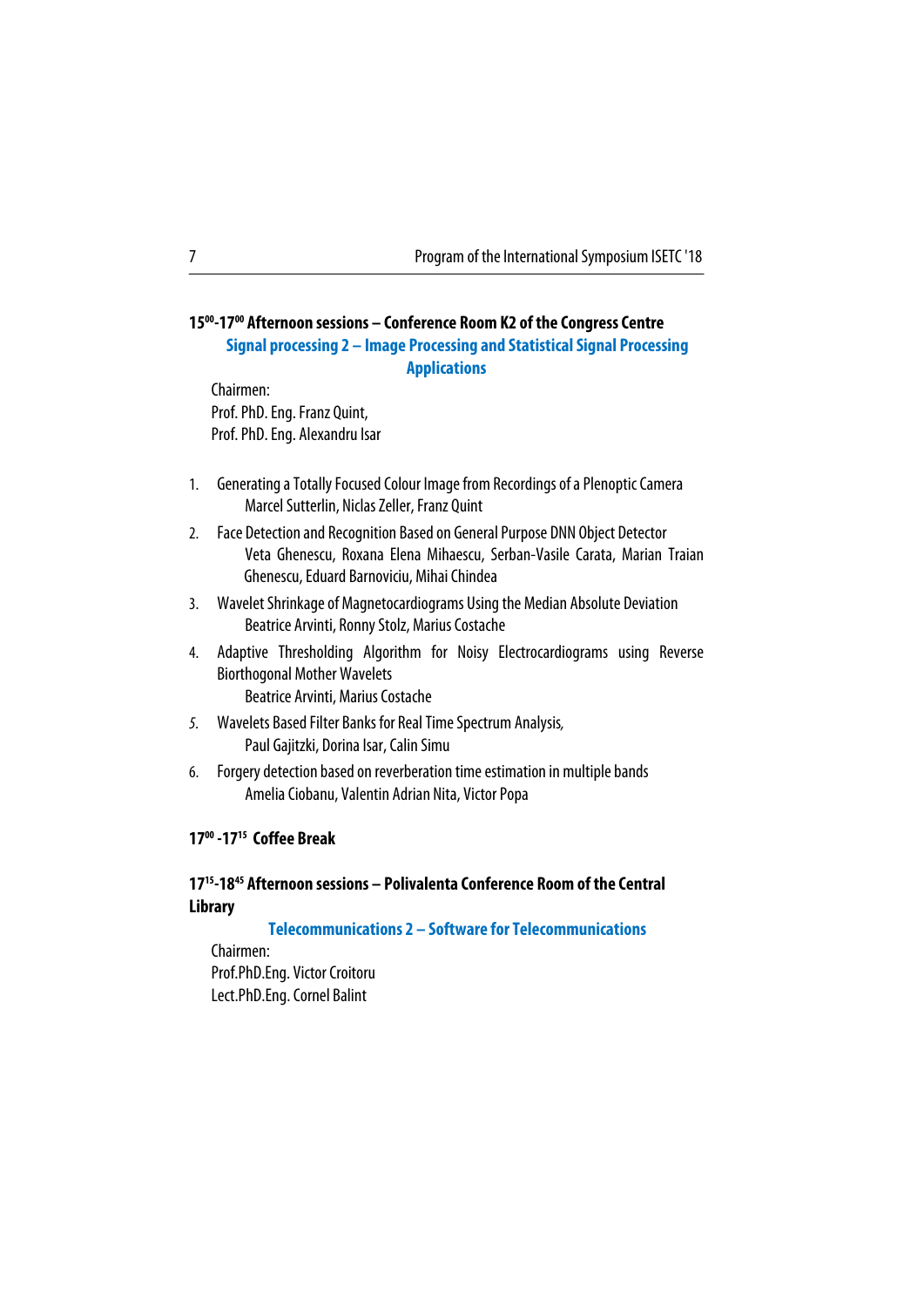**$15^{00}$-$17^{00}$ Afternoon sessions – Conference Room K2 of the Congress Centre**

### Signal processing 2 – Image Processing and Statistical Signal Processing Applications

Chairmen:
Prof. PhD. Eng. Franz Quint,
Prof. PhD. Eng. Alexandru Isar

1. Generating a Totally Focused Colour Image from Recordings of a Plenoptic Camera
   Marcel Sutterlin, Niclas Zeller, Franz Quint
2. Face Detection and Recognition Based on General Purpose DNN Object Detector
   Veta Ghenescu, Roxana Elena Mihaescu, Serban-Vasile Carata, Marian Traian Ghenescu, Eduard Barnoviciu, Mihai Chindea
3. Wavelet Shrinkage of Magnetocardiograms Using the Median Absolute Deviation
   Beatrice Arvinti, Ronny Stolz, Marius Costache
4. Adaptive Thresholding Algorithm for Noisy Electrocardiograms using Reverse Biorthogonal Mother Wavelets
   Beatrice Arvinti, Marius Costache
5. Wavelets Based Filter Banks for Real Time Spectrum Analysis,
   Paul Gajitzki, Dorina Isar, Calin Simu
6. Forgery detection based on reverberation time estimation in multiple bands
   Amelia Ciobanu, Valentin Adrian Nita, Victor Popa

**$17^{00}$ -$17^{15}$ Coffee Break**

**$17^{15}$-$18^{45}$ Afternoon sessions – Polivalenta Conference Room of the Central Library**

### Telecommunications 2 – Software for Telecommunications

Chairmen:
Prof.PhD.Eng. Victor Croitoru
Lect.PhD.Eng. Cornel Balint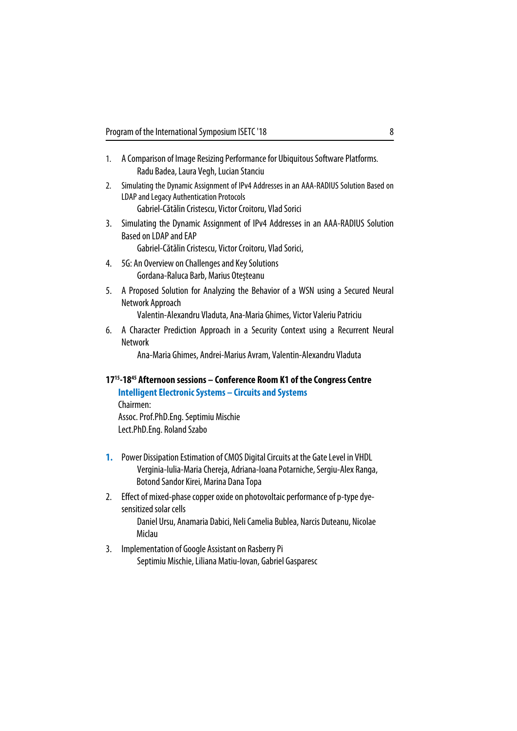1. A Comparison of Image Resizing Performance for Ubiquitous Software Platforms.
   Radu Badea, Laura Vegh, Lucian Stanciu
2. Simulating the Dynamic Assignment of IPv4 Addresses in an AAA-RADIUS Solution Based on LDAP and Legacy Authentication Protocols
   Gabriel-Cătălin Cristescu, Victor Croitoru, Vlad Sorici
3. Simulating the Dynamic Assignment of IPv4 Addresses in an AAA-RADIUS Solution Based on LDAP and EAP
   Gabriel-Cătălin Cristescu, Victor Croitoru, Vlad Sorici,
4. 5G: An Overview on Challenges and Key Solutions
   Gordana-Raluca Barb, Marius Oteşteanu
5. A Proposed Solution for Analyzing the Behavior of a WSN using a Secured Neural Network Approach
   Valentin-Alexandru Vladuta, Ana-Maria Ghimes, Victor Valeriu Patriciu
6. A Character Prediction Approach in a Security Context using a Recurrent Neural Network
   Ana-Maria Ghimes, Andrei-Marius Avram, Valentin-Alexandru Vladuta

**$17^{15}$-$18^{45}$ Afternoon sessions – Conference Room K1 of the Congress Centre**

**Intelligent Electronic Systems – Circuits and Systems**

Chairmen:
Assoc. Prof.PhD.Eng. Septimiu Mischie
Lect.PhD.Eng. Roland Szabo

1. Power Dissipation Estimation of CMOS Digital Circuits at the Gate Level in VHDL
   Verginia-Iulia-Maria Chereja, Adriana-Ioana Potarniche, Sergiu-Alex Ranga, Botond Sandor Kirei, Marina Dana Topa
2. Effect of mixed-phase copper oxide on photovoltaic performance of p-type dye-sensitized solar cells
   Daniel Ursu, Anamaria Dabici, Neli Camelia Bublea, Narcis Duteanu, Nicolae Miclau
3. Implementation of Google Assistant on Rasberry Pi
   Septimiu Mischie, Liliana Matiu-Iovan, Gabriel Gasparesc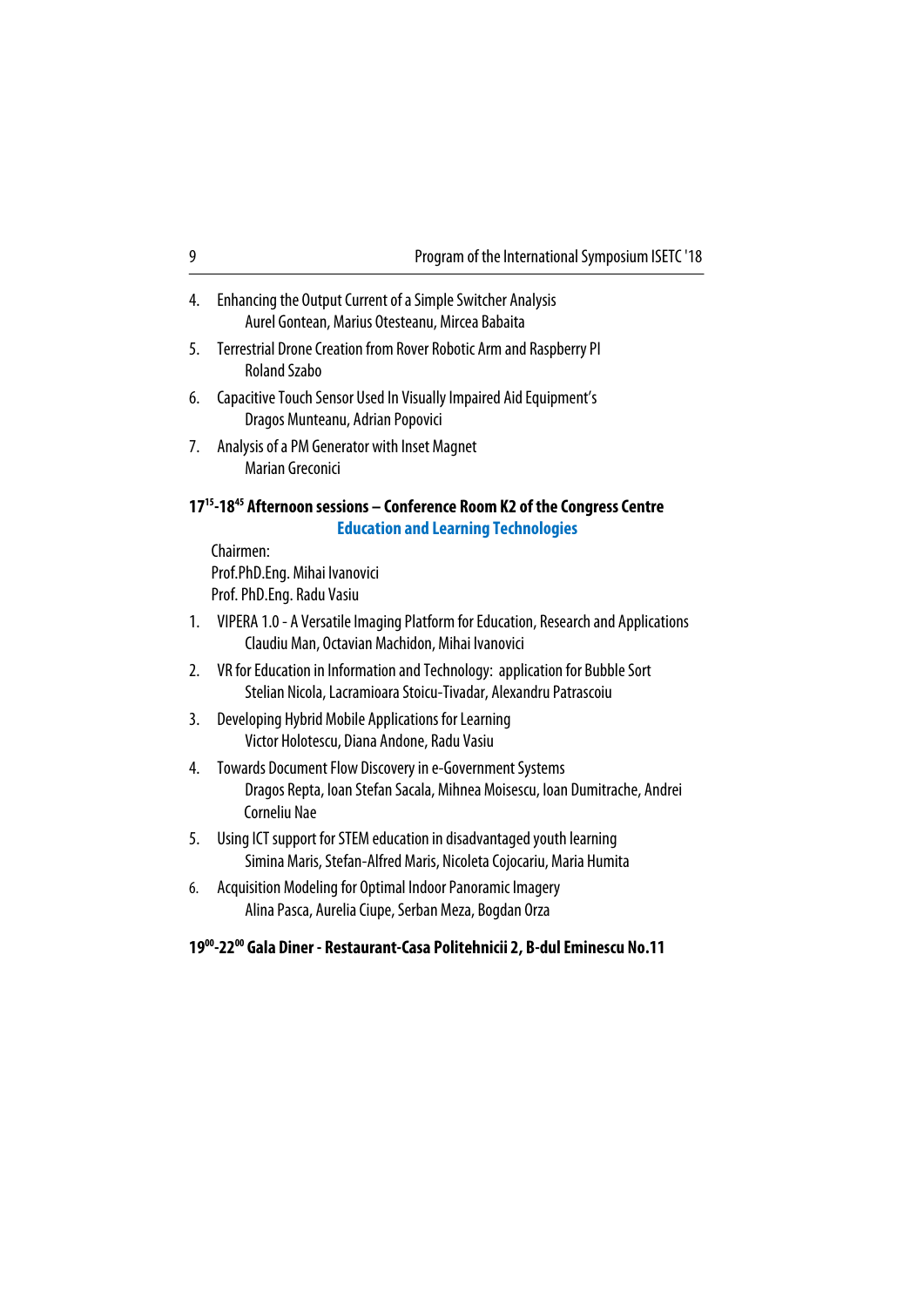4. Enhancing the Output Current of a Simple Switcher Analysis
   Aurel Gontean, Marius Otesteanu, Mircea Babaita
5. Terrestrial Drone Creation from Rover Robotic Arm and Raspberry PI
   Roland Szabo
6. Capacitive Touch Sensor Used In Visually Impaired Aid Equipment's
   Dragos Munteanu, Adrian Popovici
7. Analysis of a PM Generator with Inset Magnet
   Marian Greconici

**$17^{15}$-$18^{45}$ Afternoon sessions – Conference Room K2 of the Congress Centre**

**Education and Learning Technologies**

Chairmen:
Prof.PhD.Eng. Mihai Ivanovici
Prof. PhD.Eng. Radu Vasiu

1. VIPERA 1.0 - A Versatile Imaging Platform for Education, Research and Applications
   Claudiu Man, Octavian Machidon, Mihai Ivanovici
2. VR for Education in Information and Technology: application for Bubble Sort
   Stelian Nicola, Lacramioara Stoicu-Tivadar, Alexandru Patrascoiu
3. Developing Hybrid Mobile Applications for Learning
   Victor Holotescu, Diana Andone, Radu Vasiu
4. Towards Document Flow Discovery in e-Government Systems
   Dragos Repta, Ioan Stefan Sacala, Mihnea Moisescu, Ioan Dumitrache, Andrei Corneliu Nae
5. Using ICT support for STEM education in disadvantaged youth learning
   Simina Maris, Stefan-Alfred Maris, Nicoleta Cojocariu, Maria Humita
6. Acquisition Modeling for Optimal Indoor Panoramic Imagery
   Alina Pasca, Aurelia Ciupe, Serban Meza, Bogdan Orza

**$19^{00}$-$22^{00}$ Gala Diner - Restaurant-Casa Politehnicii 2, B-dul Eminescu No.11**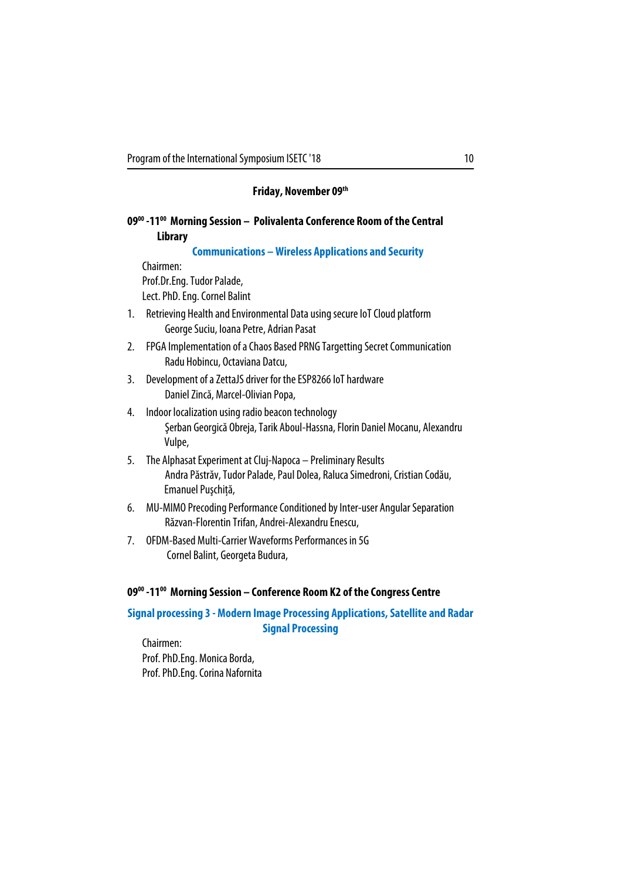## Friday, November 09th

### 09⁰⁰ -11⁰⁰ Morning Session – Polivalenta Conference Room of the Central Library

**Communications – Wireless Applications and Security**

Chairmen:
Prof.Dr.Eng. Tudor Palade,
Lect. PhD. Eng. Cornel Balint

1. Retrieving Health and Environmental Data using secure IoT Cloud platform
   George Suciu, Ioana Petre, Adrian Pasat
2. FPGA Implementation of a Chaos Based PRNG Targetting Secret Communication
   Radu Hobincu, Octaviana Datcu,
3. Development of a ZettaJS driver for the ESP8266 IoT hardware
   Daniel Zincă, Marcel-Olivian Popa,
4. Indoor localization using radio beacon technology
   Şerban Georgică Obreja, Tarik Aboul-Hassna, Florin Daniel Mocanu, Alexandru Vulpe,
5. The Alphasat Experiment at Cluj-Napoca – Preliminary Results
   Andra Păstrăv, Tudor Palade, Paul Dolea, Raluca Simedroni, Cristian Codău, Emanuel Puşchiță,
6. MU-MIMO Precoding Performance Conditioned by Inter-user Angular Separation
   Răzvan-Florentin Trifan, Andrei-Alexandru Enescu,
7. OFDM-Based Multi-Carrier Waveforms Performances in 5G
   Cornel Balint, Georgeta Budura,

### 09⁰⁰ -11⁰⁰ Morning Session – Conference Room K2 of the Congress Centre

**Signal processing 3 - Modern Image Processing Applications, Satellite and Radar Signal Processing**

Chairmen:
Prof. PhD.Eng. Monica Borda,
Prof. PhD.Eng. Corina Nafornita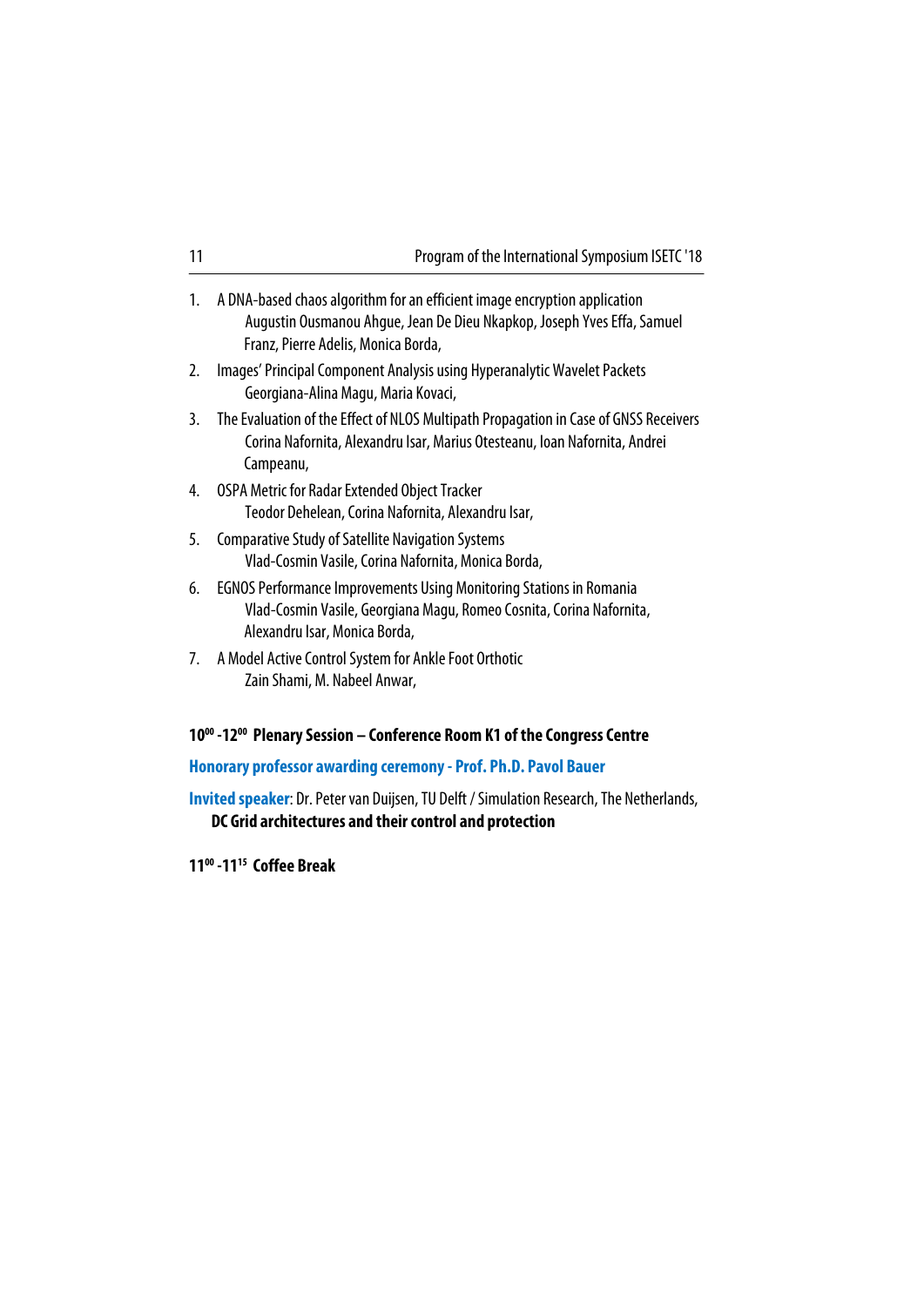1. A DNA-based chaos algorithm for an efficient image encryption application
   Augustin Ousmanou Ahgue, Jean De Dieu Nkapkop, Joseph Yves Effa, Samuel Franz, Pierre Adelis, Monica Borda,
2. Images' Principal Component Analysis using Hyperanalytic Wavelet Packets
   Georgiana-Alina Magu, Maria Kovaci,
3. The Evaluation of the Effect of NLOS Multipath Propagation in Case of GNSS Receivers
   Corina Nafornita, Alexandru Isar, Marius Otesteanu, Ioan Nafornita, Andrei Campeanu,
4. OSPA Metric for Radar Extended Object Tracker
   Teodor Dehelean, Corina Nafornita, Alexandru Isar,
5. Comparative Study of Satellite Navigation Systems
   Vlad-Cosmin Vasile, Corina Nafornita, Monica Borda,
6. EGNOS Performance Improvements Using Monitoring Stations in Romania
   Vlad-Cosmin Vasile, Georgiana Magu, Romeo Cosnita, Corina Nafornita, Alexandru Isar, Monica Borda,
7. A Model Active Control System for Ankle Foot Orthotic
   Zain Shami, M. Nabeel Anwar,

**10$^{00}$ -12$^{00}$ Plenary Session – Conference Room K1 of the Congress Centre**

**Honorary professor awarding ceremony - Prof. Ph.D. Pavol Bauer**

**Invited speaker**: Dr. Peter van Duijsen, TU Delft / Simulation Research, The Netherlands,
**DC Grid architectures and their control and protection**

**11$^{00}$ -11$^{15}$ Coffee Break**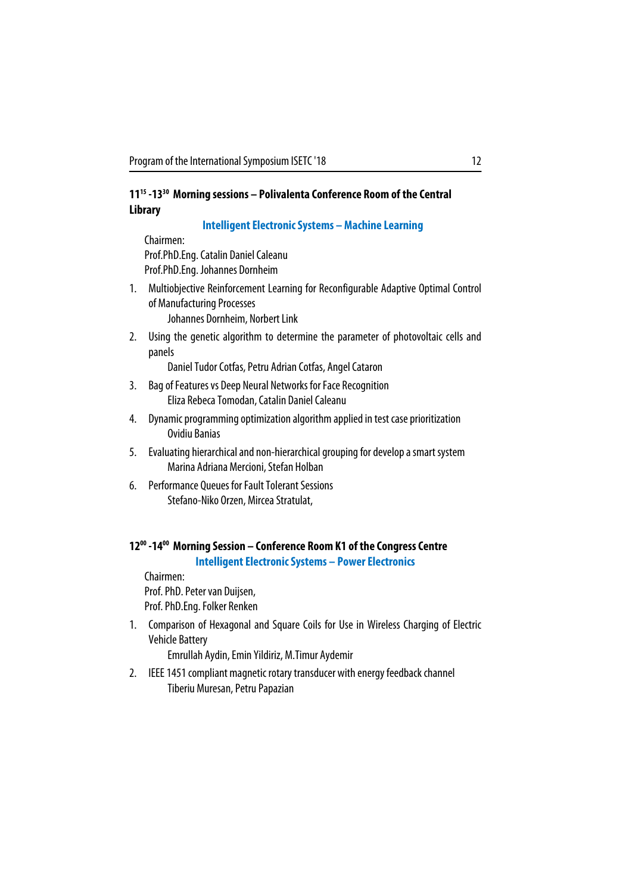**11[15] -13[30] Morning sessions – Polivalenta Conference Room of the Central Library**

**Intelligent Electronic Systems – Machine Learning**

Chairmen:
Prof.PhD.Eng. Catalin Daniel Caleanu
Prof.PhD.Eng. Johannes Dornheim

1. Multiobjective Reinforcement Learning for Reconfigurable Adaptive Optimal Control of Manufacturing Processes
   Johannes Dornheim, Norbert Link
2. Using the genetic algorithm to determine the parameter of photovoltaic cells and panels
   Daniel Tudor Cotfas, Petru Adrian Cotfas, Angel Cataron
3. Bag of Features vs Deep Neural Networks for Face Recognition
   Eliza Rebeca Tomodan, Catalin Daniel Caleanu
4. Dynamic programming optimization algorithm applied in test case prioritization
   Ovidiu Banias
5. Evaluating hierarchical and non-hierarchical grouping for develop a smart system
   Marina Adriana Mercioni, Stefan Holban
6. Performance Queues for Fault Tolerant Sessions
   Stefano-Niko Orzen, Mircea Stratulat,

**12[00] -14[00] Morning Session – Conference Room K1 of the Congress Centre**

**Intelligent Electronic Systems – Power Electronics**

Chairmen:
Prof. PhD. Peter van Duijsen,
Prof. PhD.Eng. Folker Renken

1. Comparison of Hexagonal and Square Coils for Use in Wireless Charging of Electric Vehicle Battery
   Emrullah Aydin, Emin Yildiriz, M.Timur Aydemir
2. IEEE 1451 compliant magnetic rotary transducer with energy feedback channel
   Tiberiu Muresan, Petru Papazian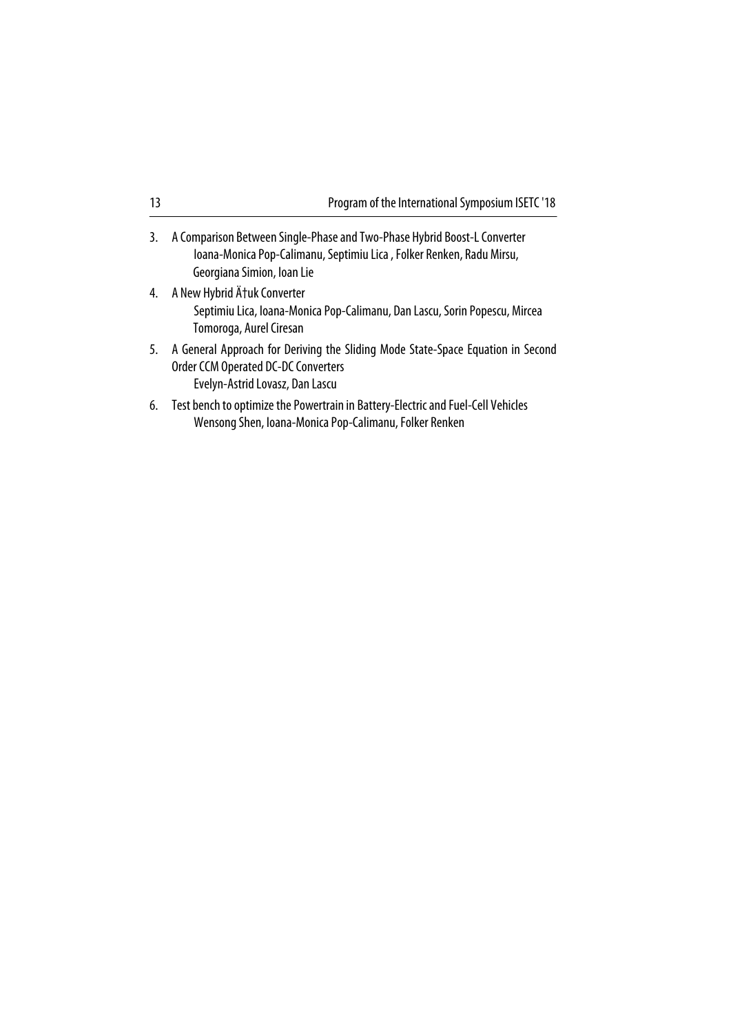3. A Comparison Between Single-Phase and Two-Phase Hybrid Boost-L Converter
   Ioana-Monica Pop-Calimanu, Septimiu Lica , Folker Renken, Radu Mirsu, Georgiana Simion, Ioan Lie
4. A New Hybrid Ä†uk Converter
   Septimiu Lica, Ioana-Monica Pop-Calimanu, Dan Lascu, Sorin Popescu, Mircea Tomoroga, Aurel Ciresan
5. A General Approach for Deriving the Sliding Mode State-Space Equation in Second Order CCM Operated DC-DC Converters
   Evelyn-Astrid Lovasz, Dan Lascu
6. Test bench to optimize the Powertrain in Battery-Electric and Fuel-Cell Vehicles
   Wensong Shen, Ioana-Monica Pop-Calimanu, Folker Renken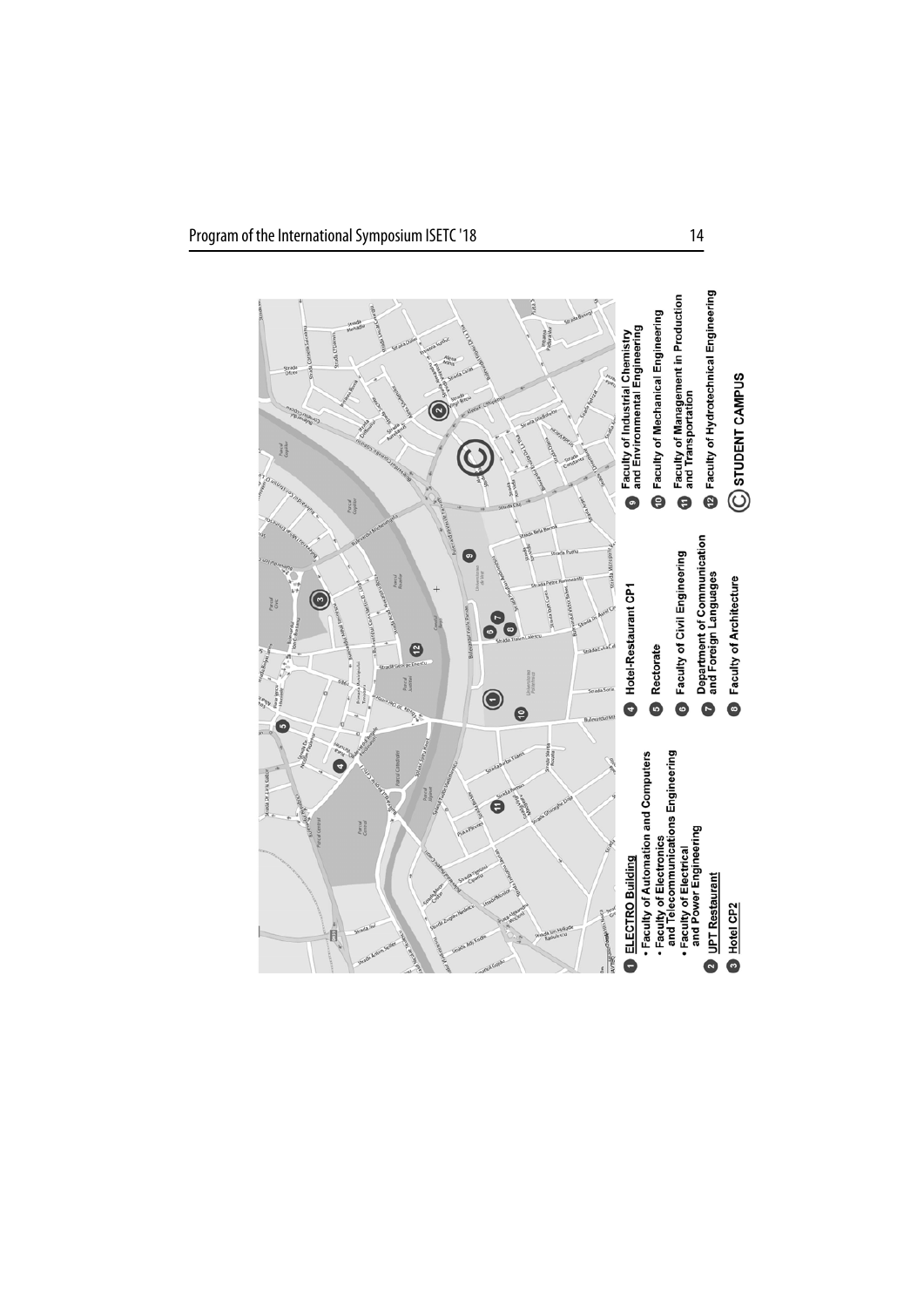1 **ELECTRO Building**
- Faculty of Automation and Computers
- Faculty of Electronics and Telecommunications Engineering
- Faculty of Electrical and Power Engineering

2 **UPT Restaurant**

3 **Hotel CP2**

4 Hotel-Restaurant CP1

5 Rectorate

6 Faculty of Civil Engineering

7 Department of Communication and Foreign Languages

8 Faculty of Architecture

9 Faculty of Industrial Chemistry and Environmental Engineering

10 Faculty of Mechanical Engineering

11 Faculty of Management in Production and Transportation

12 Faculty of Hydrotechnical Engineering

(C) STUDENT CAMPUS